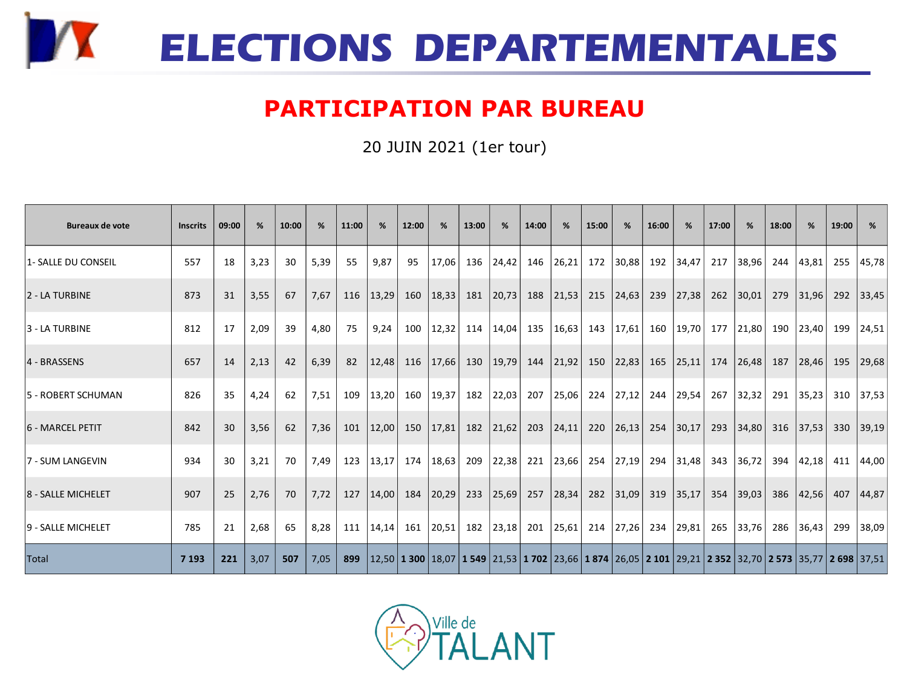# ELECTIONS DEPARTEMENTALES

## PARTICIPATION PAR BUREAU

20 JUIN 2021 (1er tour)

| Bureaux de vote | Inscrits | 09:00 | % | 10:00 | % | 11:00 | % | 12:00 | % | 13:00 | % | 14:00 | % | 15:00 | % | 16:00 | % | 17:00 | % | 18:00 | % | 19:00 | % |
|---|---|---|---|---|---|---|---|---|---|---|---|---|---|---|---|---|---|---|---|---|---|---|---|
| 1- SALLE DU CONSEIL | 557 | 18 | 3,23 | 30 | 5,39 | 55 | 9,87 | 95 | 17,06 | 136 | 24,42 | 146 | 26,21 | 172 | 30,88 | 192 | 34,47 | 217 | 38,96 | 244 | 43,81 | 255 | 45,78 |
| 2 - LA TURBINE | 873 | 31 | 3,55 | 67 | 7,67 | 116 | 13,29 | 160 | 18,33 | 181 | 20,73 | 188 | 21,53 | 215 | 24,63 | 239 | 27,38 | 262 | 30,01 | 279 | 31,96 | 292 | 33,45 |
| 3 - LA TURBINE | 812 | 17 | 2,09 | 39 | 4,80 | 75 | 9,24 | 100 | 12,32 | 114 | 14,04 | 135 | 16,63 | 143 | 17,61 | 160 | 19,70 | 177 | 21,80 | 190 | 23,40 | 199 | 24,51 |
| 4 - BRASSENS | 657 | 14 | 2,13 | 42 | 6,39 | 82 | 12,48 | 116 | 17,66 | 130 | 19,79 | 144 | 21,92 | 150 | 22,83 | 165 | 25,11 | 174 | 26,48 | 187 | 28,46 | 195 | 29,68 |
| 5 - ROBERT SCHUMAN | 826 | 35 | 4,24 | 62 | 7,51 | 109 | 13,20 | 160 | 19,37 | 182 | 22,03 | 207 | 25,06 | 224 | 27,12 | 244 | 29,54 | 267 | 32,32 | 291 | 35,23 | 310 | 37,53 |
| 6 - MARCEL PETIT | 842 | 30 | 3,56 | 62 | 7,36 | 101 | 12,00 | 150 | 17,81 | 182 | 21,62 | 203 | 24,11 | 220 | 26,13 | 254 | 30,17 | 293 | 34,80 | 316 | 37,53 | 330 | 39,19 |
| 7 - SUM LANGEVIN | 934 | 30 | 3,21 | 70 | 7,49 | 123 | 13,17 | 174 | 18,63 | 209 | 22,38 | 221 | 23,66 | 254 | 27,19 | 294 | 31,48 | 343 | 36,72 | 394 | 42,18 | 411 | 44,00 |
| 8 - SALLE MICHELET | 907 | 25 | 2,76 | 70 | 7,72 | 127 | 14,00 | 184 | 20,29 | 233 | 25,69 | 257 | 28,34 | 282 | 31,09 | 319 | 35,17 | 354 | 39,03 | 386 | 42,56 | 407 | 44,87 |
| 9 - SALLE MICHELET | 785 | 21 | 2,68 | 65 | 8,28 | 111 | 14,14 | 161 | 20,51 | 182 | 23,18 | 201 | 25,61 | 214 | 27,26 | 234 | 29,81 | 265 | 33,76 | 286 | 36,43 | 299 | 38,09 |
| Total | **7 193** | **221** | 3,07 | **507** | 7,05 | **899** | 12,50 | **1 300** | 18,07 | **1 549** | 21,53 | **1 702** | 23,66 | **1 874** | 26,05 | **2 101** | 29,21 | **2 352** | 32,70 | **2 573** | 35,77 | **2 698** | 37,51 |

Ville de TALANT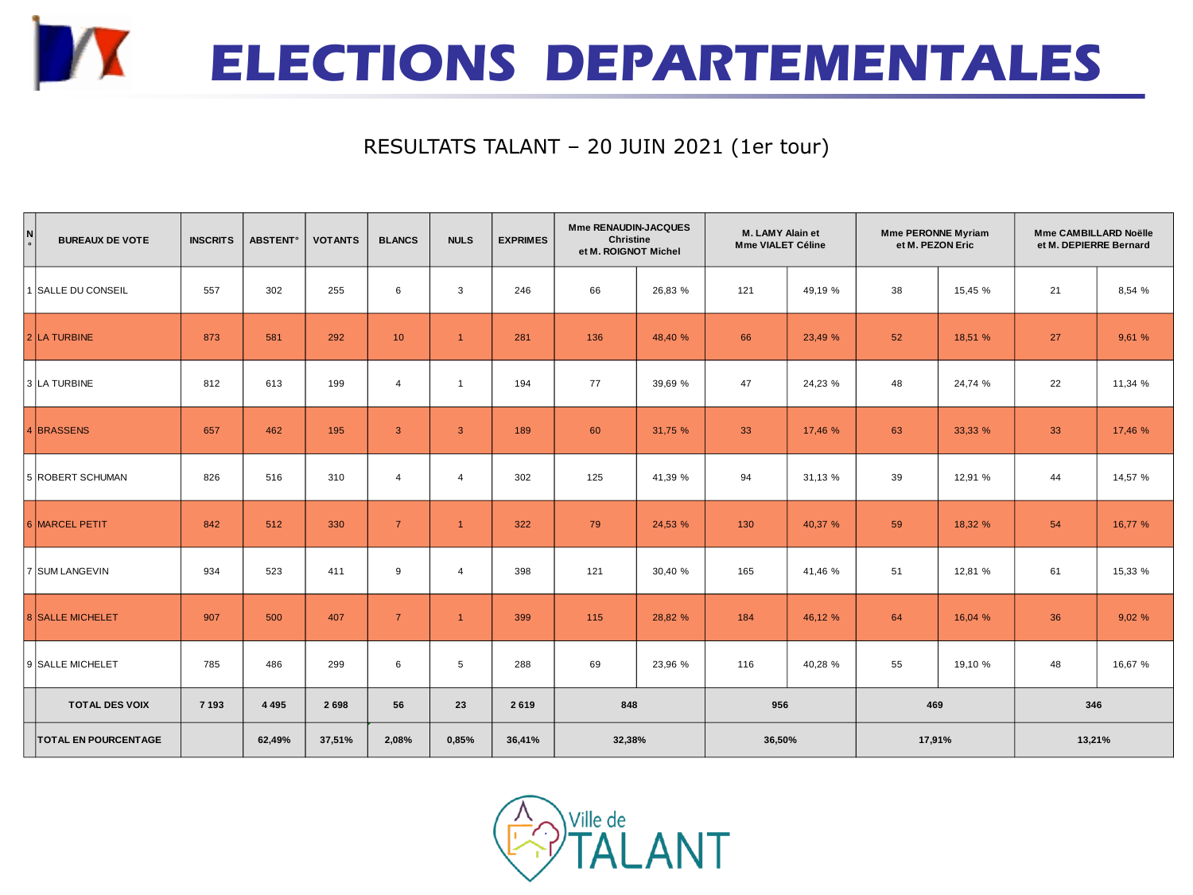# ELECTIONS DEPARTEMENTALES

RESULTATS TALANT – 20 JUIN 2021 (1er tour)

| N° | BUREAUX DE VOTE | INSCRITS | ABSTENT° | VOTANTS | BLANCS | NULS | EXPRIMES | Mme RENAUDIN-JACQUES Christine et M. ROIGNOT Michel | | M. LAMY Alain et Mme VIALET Céline | | Mme PERONNE Myriam et M. PEZON Eric | | Mme CAMBILLARD Noëlle et M. DEPIERRE Bernard | |
|---|---|---|---|---|---|---|---|---|---|---|---|---|---|---|---|
| 1 | SALLE DU CONSEIL | 557 | 302 | 255 | 6 | 3 | 246 | 66 | 26,83 % | 121 | 49,19 % | 38 | 15,45 % | 21 | 8,54 % |
| 2 | LA TURBINE | 873 | 581 | 292 | 10 | 1 | 281 | 136 | 48,40 % | 66 | 23,49 % | 52 | 18,51 % | 27 | 9,61 % |
| 3 | LA TURBINE | 812 | 613 | 199 | 4 | 1 | 194 | 77 | 39,69 % | 47 | 24,23 % | 48 | 24,74 % | 22 | 11,34 % |
| 4 | BRASSENS | 657 | 462 | 195 | 3 | 3 | 189 | 60 | 31,75 % | 33 | 17,46 % | 63 | 33,33 % | 33 | 17,46 % |
| 5 | ROBERT SCHUMAN | 826 | 516 | 310 | 4 | 4 | 302 | 125 | 41,39 % | 94 | 31,13 % | 39 | 12,91 % | 44 | 14,57 % |
| 6 | MARCEL PETIT | 842 | 512 | 330 | 7 | 1 | 322 | 79 | 24,53 % | 130 | 40,37 % | 59 | 18,32 % | 54 | 16,77 % |
| 7 | SUM LANGEVIN | 934 | 523 | 411 | 9 | 4 | 398 | 121 | 30,40 % | 165 | 41,46 % | 51 | 12,81 % | 61 | 15,33 % |
| 8 | SALLE MICHELET | 907 | 500 | 407 | 7 | 1 | 399 | 115 | 28,82 % | 184 | 46,12 % | 64 | 16,04 % | 36 | 9,02 % |
| 9 | SALLE MICHELET | 785 | 486 | 299 | 6 | 5 | 288 | 69 | 23,96 % | 116 | 40,28 % | 55 | 19,10 % | 48 | 16,67 % |
| | **TOTAL DES VOIX** | **7 193** | **4 495** | **2 698** | **56** | **23** | **2 619** | **848** | | **956** | | **469** | | **346** | |
| | **TOTAL EN POURCENTAGE** | | **62,49%** | **37,51%** | **2,08%** | **0,85%** | **36,41%** | **32,38%** | | **36,50%** | | **17,91%** | | **13,21%** | |

Ville de TALANT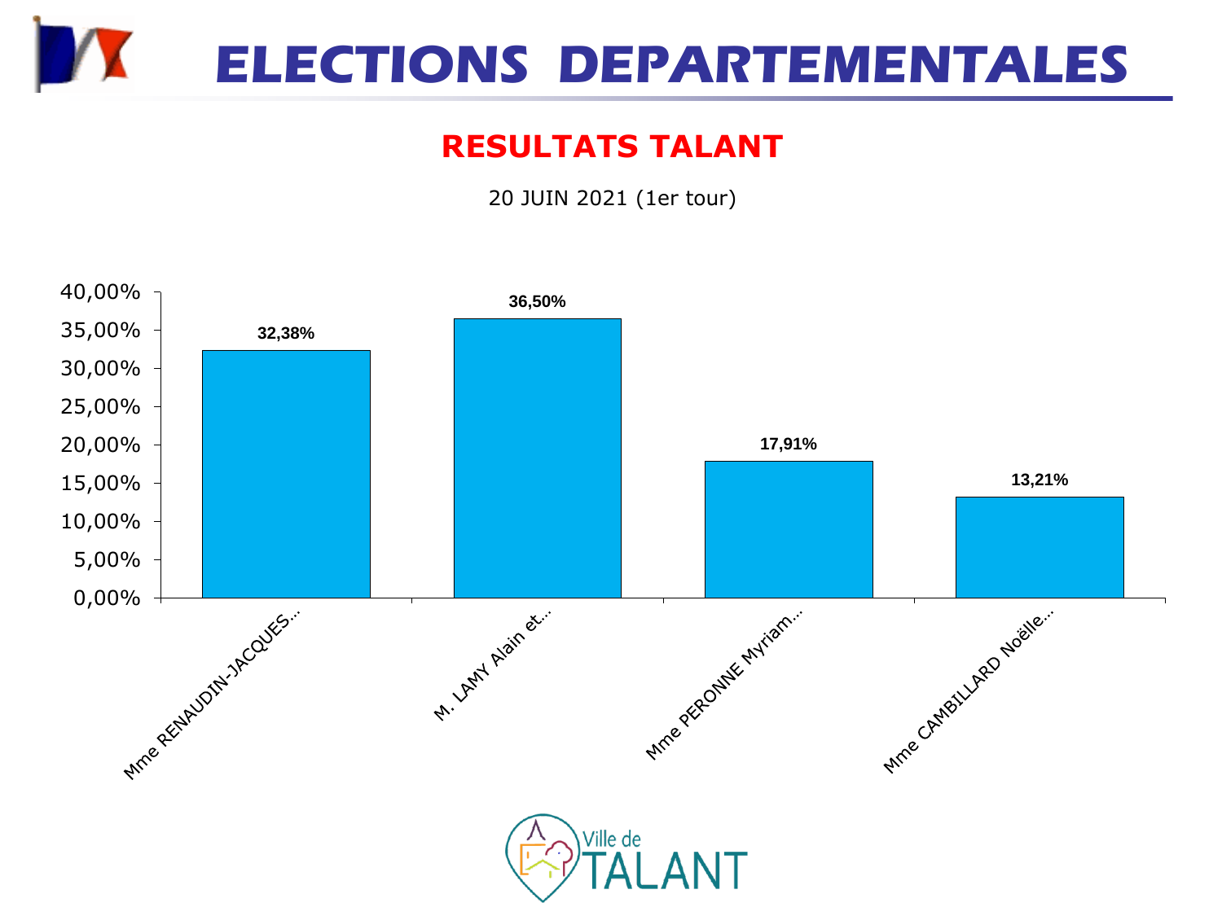# ELECTIONS DEPARTEMENTALES

## RESULTATS TALANT

20 JUIN 2021 (1er tour)

40,00%
35,00%
30,00%
25,00%
20,00%
15,00%
10,00%
5,00%
0,00%

32,38%
36,50%
17,91%
13,21%

Mme RENAUDIN-JACQUES...
M. LAMY Alain et...
Mme PERONNE Myriam...
Mme CAMBILLARD Noëlle...

Ville de TALANT